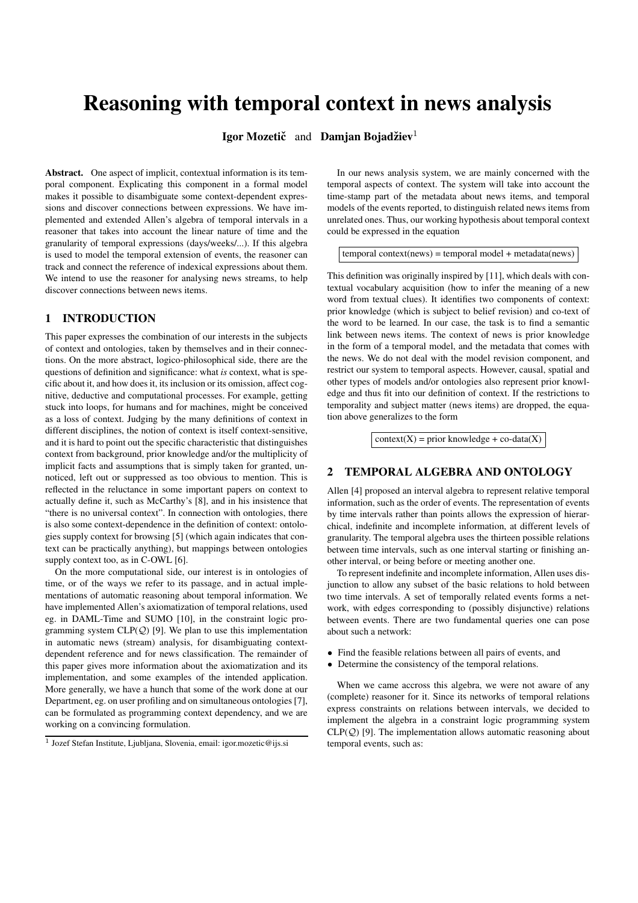# Reasoning with temporal context in news analysis

**Igor Mozetič** and **Damjan Bojadžiev**[1]

**Abstract.** One aspect of implicit, contextual information is its temporal component. Explicating this component in a formal model makes it possible to disambiguate some context-dependent expressions and discover connections between expressions. We have implemented and extended Allen's algebra of temporal intervals in a reasoner that takes into account the linear nature of time and the granularity of temporal expressions (days/weeks/...). If this algebra is used to model the temporal extension of events, the reasoner can track and connect the reference of indexical expressions about them. We intend to use the reasoner for analysing news streams, to help discover connections between news items.

## 1 INTRODUCTION

This paper expresses the combination of our interests in the subjects of context and ontologies, taken by themselves and in their connections. On the more abstract, logico-philosophical side, there are the questions of definition and significance: what *is* context, what is specific about it, and how does it, its inclusion or its omission, affect cognitive, deductive and computational processes. For example, getting stuck into loops, for humans and for machines, might be conceived as a loss of context. Judging by the many definitions of context in different disciplines, the notion of context is itself context-sensitive, and it is hard to point out the specific characteristic that distinguishes context from background, prior knowledge and/or the multiplicity of implicit facts and assumptions that is simply taken for granted, unnoticed, left out or suppressed as too obvious to mention. This is reflected in the reluctance in some important papers on context to actually define it, such as McCarthy's [8], and in his insistence that "there is no universal context". In connection with ontologies, there is also some context-dependence in the definition of context: ontologies supply context for browsing [5] (which again indicates that context can be practically anything), but mappings between ontologies supply context too, as in C-OWL [6].

On the more computational side, our interest is in ontologies of time, or of the ways we refer to its passage, and in actual implementations of automatic reasoning about temporal information. We have implemented Allen's axiomatization of temporal relations, used eg. in DAML-Time and SUMO [10], in the constraint logic programming system CLP($\mathcal{Q}$) [9]. We plan to use this implementation in automatic news (stream) analysis, for disambiguating context-dependent reference and for news classification. The remainder of this paper gives more information about the axiomatization and its implementation, and some examples of the intended application. More generally, we have a hunch that some of the work done at our Department, eg. on user profiling and on simultaneous ontologies [7], can be formulated as programming context dependency, and we are working on a convincing formulation.

In our news analysis system, we are mainly concerned with the temporal aspects of context. The system will take into account the time-stamp part of the metadata about news items, and temporal models of the events reported, to distinguish related news items from unrelated ones. Thus, our working hypothesis about temporal context could be expressed in the equation

temporal context(news) = temporal model + metadata(news)

This definition was originally inspired by [11], which deals with contextual vocabulary acquisition (how to infer the meaning of a new word from textual clues). It identifies two components of context: prior knowledge (which is subject to belief revision) and co-text of the word to be learned. In our case, the task is to find a semantic link between news items. The context of news is prior knowledge in the form of a temporal model, and the metadata that comes with the news. We do not deal with the model revision component, and restrict our system to temporal aspects. However, causal, spatial and other types of models and/or ontologies also represent prior knowledge and thus fit into our definition of context. If the restrictions to temporality and subject matter (news items) are dropped, the equation above generalizes to the form

context(X) = prior knowledge + co-data(X)

## 2 TEMPORAL ALGEBRA AND ONTOLOGY

Allen [4] proposed an interval algebra to represent relative temporal information, such as the order of events. The representation of events by time intervals rather than points allows the expression of hierarchical, indefinite and incomplete information, at different levels of granularity. The temporal algebra uses the thirteen possible relations between time intervals, such as one interval starting or finishing another interval, or being before or meeting another one.

To represent indefinite and incomplete information, Allen uses disjunction to allow any subset of the basic relations to hold between two time intervals. A set of temporally related events forms a network, with edges corresponding to (possibly disjunctive) relations between events. There are two fundamental queries one can pose about such a network:

- Find the feasible relations between all pairs of events, and
- Determine the consistency of the temporal relations.

When we came accross this algebra, we were not aware of any (complete) reasoner for it. Since its networks of temporal relations express constraints on relations between intervals, we decided to implement the algebra in a constraint logic programming system CLP($\mathcal{Q}$) [9]. The implementation allows automatic reasoning about temporal events, such as:

[1] Jozef Stefan Institute, Ljubljana, Slovenia, email: igor.mozetic@ijs.si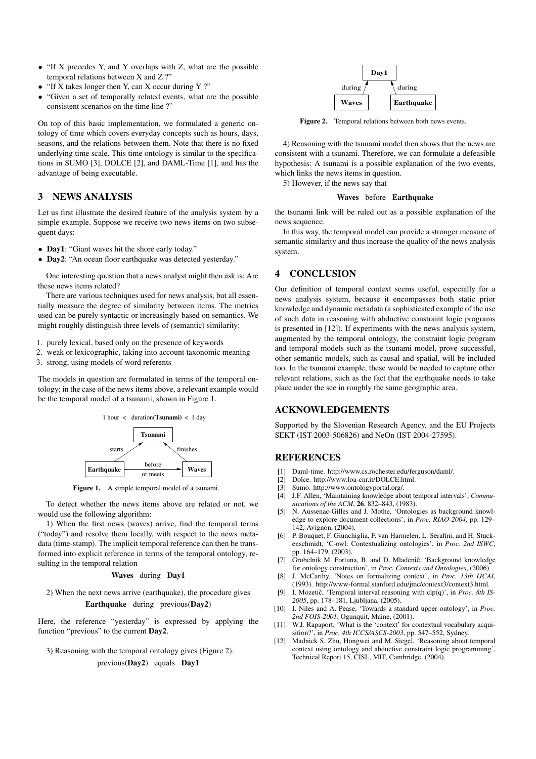- "If X precedes Y, and Y overlaps with Z, what are the possible temporal relations between X and Z ?"
- "If X takes longer then Y, can X occur during Y ?"
- "Given a set of temporally related events, what are the possible consistent scenarios on the time line ?"

On top of this basic implementation, we formulated a generic ontology of time which covers everyday concepts such as hours, days, seasons, and the relations between them. Note that there is no fixed underlying time scale. This time ontology is similar to the specifications in SUMO [3], DOLCE [2], and DAML-Time [1], and has the advantage of being executable.

# 3 NEWS ANALYSIS

Let us first illustrate the desired feature of the analysis system by a simple example. Suppose we receive two news items on two subsequent days:

- **Day1**: "Giant waves hit the shore early today."
- **Day2**: "An ocean floor earthquake was detected yesterday."

One interesting question that a news analyst might then ask is: Are these news items related?

There are various techniques used for news analysis, but all essentially measure the degree of similarity between items. The metrics used can be purely syntactic or increasingly based on semantics. We might roughly distinguish three levels of (semantic) similarity:

1. purely lexical, based only on the presence of keywords
2. weak or lexicographic, taking into account taxonomic meaning
3. strong, using models of word referents

The models in question are formulated in terms of the temporal ontology; in the case of the news items above, a relevant example would be the temporal model of a tsunami, shown in Figure 1.

1 hour < duration(**Tsunami**) < 1 day

**Tsunami**

starts

finishes

**Earthquake**

before

or meets

**Waves**

**Figure 1.** A simple temporal model of a tsunami.

To detect whether the news items above are related or not, we would use the following algorithm:

1) When the first news (waves) arrive, find the temporal terms ("today") and resolve them locally, with respect to the news metadata (time-stamp). The implicit temporal reference can then be transformed into explicit reference in terms of the temporal ontology, resulting in the temporal relation

**Waves** during **Day1**

2) When the next news arrive (earthquake), the procedure gives

**Earthquake** during previous(**Day2**)

Here, the reference "yesterday" is expressed by applying the function "previous" to the current **Day2**.

3) Reasoning with the temporal ontology gives (Figure 2):

previous(**Day2**) equals **Day1**

**Day1**

during

during

**Waves**

**Earthquake**

**Figure 2.** Temporal relations between both news events.

4) Reasoning with the tsunami model then shows that the news are consistent with a tsunami. Therefore, we can formulate a defeasible hypothesis: A tsunami is a possible explanation of the two events, which links the news items in question.

5) However, if the news say that

**Waves** before **Earthquake**

the tsunami link will be ruled out as a possible explanation of the news sequence.

In this way, the temporal model can provide a stronger measure of semantic similarity and thus increase the quality of the news analysis system.

# 4 CONCLUSION

Our definition of temporal context seems useful, especially for a news analysis system, because it encompasses both static prior knowledge and dynamic metadata (a sophisticated example of the use of such data in reasoning with abductive constraint logic programs is presented in [12]). If experiments with the news analysis system, augmented by the temporal ontology, the constraint logic program and temporal models such as the tsunami model, prove successful, other semantic models, such as causal and spatial, will be included too. In the tsunami example, these would be needed to capture other relevant relations, such as the fact that the earthquake needs to take place under the see in roughly the same geographic area.

# ACKNOWLEDGEMENTS

Supported by the Slovenian Research Agency, and the EU Projects SEKT (IST-2003-506826) and NeOn (IST-2004-27595).

# REFERENCES

[1] Daml-time. http://www.cs.rochester.edu/ferguson/daml/.
[2] Dolce. http://www.loa-cnr.it/DOLCE.html.
[3] Sumo. http://www.ontologyportal.org/.
[4] J.F. Allen, 'Maintaining knowledge about temporal intervals', *Communications of the ACM*, **26**, 832–843, (1983).
[5] N. Aussenac-Gilles and J. Mothe, 'Ontologies as background knowledge to explore document collections', in *Proc. RIAO-2004*, pp. 129–142, Avignon, (2004).
[6] P. Bouquet, F. Giunchiglia, F. van Harmelen, L. Serafini, and H. Stuckenschmidt, 'C-owl: Contextualizing ontologies', in *Proc. 2nd ISWC*, pp. 164–179, (2003).
[7] Grobelnik M. Fortuna, B. and D. Mladenič, 'Background knowledge for ontology construction', in *Proc. Contexts and Ontologies*, (2006).
[8] J. McCarthy, 'Notes on formalizing context', in *Proc. 13th IJCAI*, (1993). http://www-formal.stanford.edu/jmc/context3/context3.html.
[9] I. Mozetič, 'Temporal interval reasoning with clp(q)', in *Proc. 8th IS-2005*, pp. 178–181, Ljubljana, (2005).
[10] I. Niles and A. Pease, 'Towards a standard upper ontology', in *Proc. 2nd FOIS-2001*, Ogunquit, Maine, (2001).
[11] W.J. Rapaport, 'What is the 'context' for contextual vocabulary acquisition?', in *Proc. 4th ICCS/ASCS-2003*, pp. 547–552, Sydney.
[12] Madnick S. Zhu, Hongwei and M. Siegel, 'Reasoning about temporal context using ontology and abductive constraint logic programming', Technical Report 15, CISL, MIT, Cambridge, (2004).